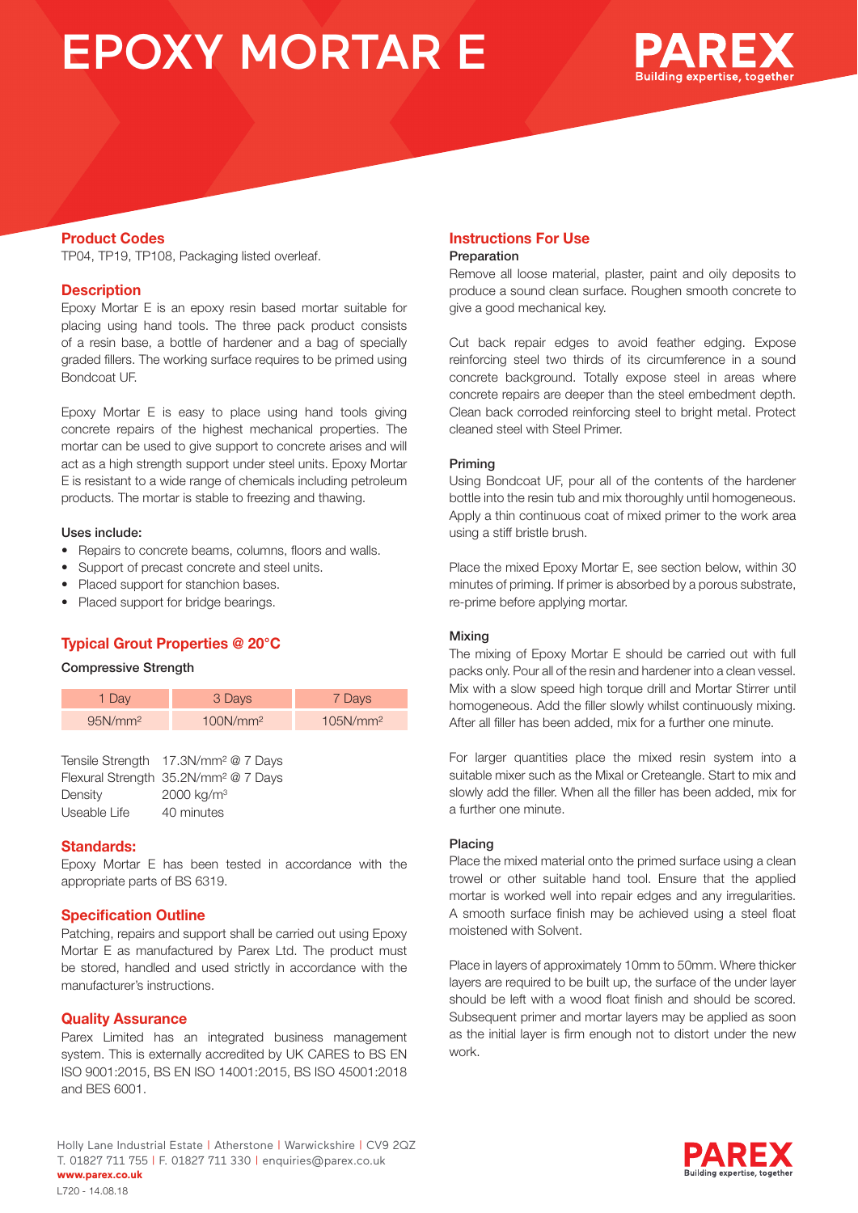# EPOXY MORTAR E

PAREX
Building expertise, together

## Product Codes

TP04, TP19, TP108, Packaging listed overleaf.

## Description

Epoxy Mortar E is an epoxy resin based mortar suitable for placing using hand tools. The three pack product consists of a resin base, a bottle of hardener and a bag of specially graded fillers. The working surface requires to be primed using Bondcoat UF.

Epoxy Mortar E is easy to place using hand tools giving concrete repairs of the highest mechanical properties. The mortar can be used to give support to concrete arises and will act as a high strength support under steel units. Epoxy Mortar E is resistant to a wide range of chemicals including petroleum products. The mortar is stable to freezing and thawing.

**Uses include:**

- Repairs to concrete beams, columns, floors and walls.
- Support of precast concrete and steel units.
- Placed support for stanchion bases.
- Placed support for bridge bearings.

## Typical Grout Properties @ 20°C

**Compressive Strength**

| 1 Day | 3 Days | 7 Days |
|---|---|---|
| 95N/mm² | 100N/mm² | 105N/mm² |

| | |
|---|---|
| Tensile Strength | 17.3N/mm² @ 7 Days |
| Flexural Strength | 35.2N/mm² @ 7 Days |
| Density | 2000 kg/m³ |
| Useable Life | 40 minutes |

## Standards:

Epoxy Mortar E has been tested in accordance with the appropriate parts of BS 6319.

## Specification Outline

Patching, repairs and support shall be carried out using Epoxy Mortar E as manufactured by Parex Ltd. The product must be stored, handled and used strictly in accordance with the manufacturer's instructions.

## Quality Assurance

Parex Limited has an integrated business management system. This is externally accredited by UK CARES to BS EN ISO 9001:2015, BS EN ISO 14001:2015, BS ISO 45001:2018 and BES 6001.

## Instructions For Use

### Preparation

Remove all loose material, plaster, paint and oily deposits to produce a sound clean surface. Roughen smooth concrete to give a good mechanical key.

Cut back repair edges to avoid feather edging. Expose reinforcing steel two thirds of its circumference in a sound concrete background. Totally expose steel in areas where concrete repairs are deeper than the steel embedment depth. Clean back corroded reinforcing steel to bright metal. Protect cleaned steel with Steel Primer.

### Priming

Using Bondcoat UF, pour all of the contents of the hardener bottle into the resin tub and mix thoroughly until homogeneous. Apply a thin continuous coat of mixed primer to the work area using a stiff bristle brush.

Place the mixed Epoxy Mortar E, see section below, within 30 minutes of priming. If primer is absorbed by a porous substrate, re-prime before applying mortar.

### Mixing

The mixing of Epoxy Mortar E should be carried out with full packs only. Pour all of the resin and hardener into a clean vessel. Mix with a slow speed high torque drill and Mortar Stirrer until homogeneous. Add the filler slowly whilst continuously mixing. After all filler has been added, mix for a further one minute.

For larger quantities place the mixed resin system into a suitable mixer such as the Mixal or Creteangle. Start to mix and slowly add the filler. When all the filler has been added, mix for a further one minute.

### Placing

Place the mixed material onto the primed surface using a clean trowel or other suitable hand tool. Ensure that the applied mortar is worked well into repair edges and any irregularities. A smooth surface finish may be achieved using a steel float moistened with Solvent.

Place in layers of approximately 10mm to 50mm. Where thicker layers are required to be built up, the surface of the under layer should be left with a wood float finish and should be scored. Subsequent primer and mortar layers may be applied as soon as the initial layer is firm enough not to distort under the new work.

Holly Lane Industrial Estate | Atherstone | Warwickshire | CV9 2QZ
T. 01827 711 755 | F. 01827 711 330 | enquiries@parex.co.uk
**www.parex.co.uk**
L720 - 14.08.18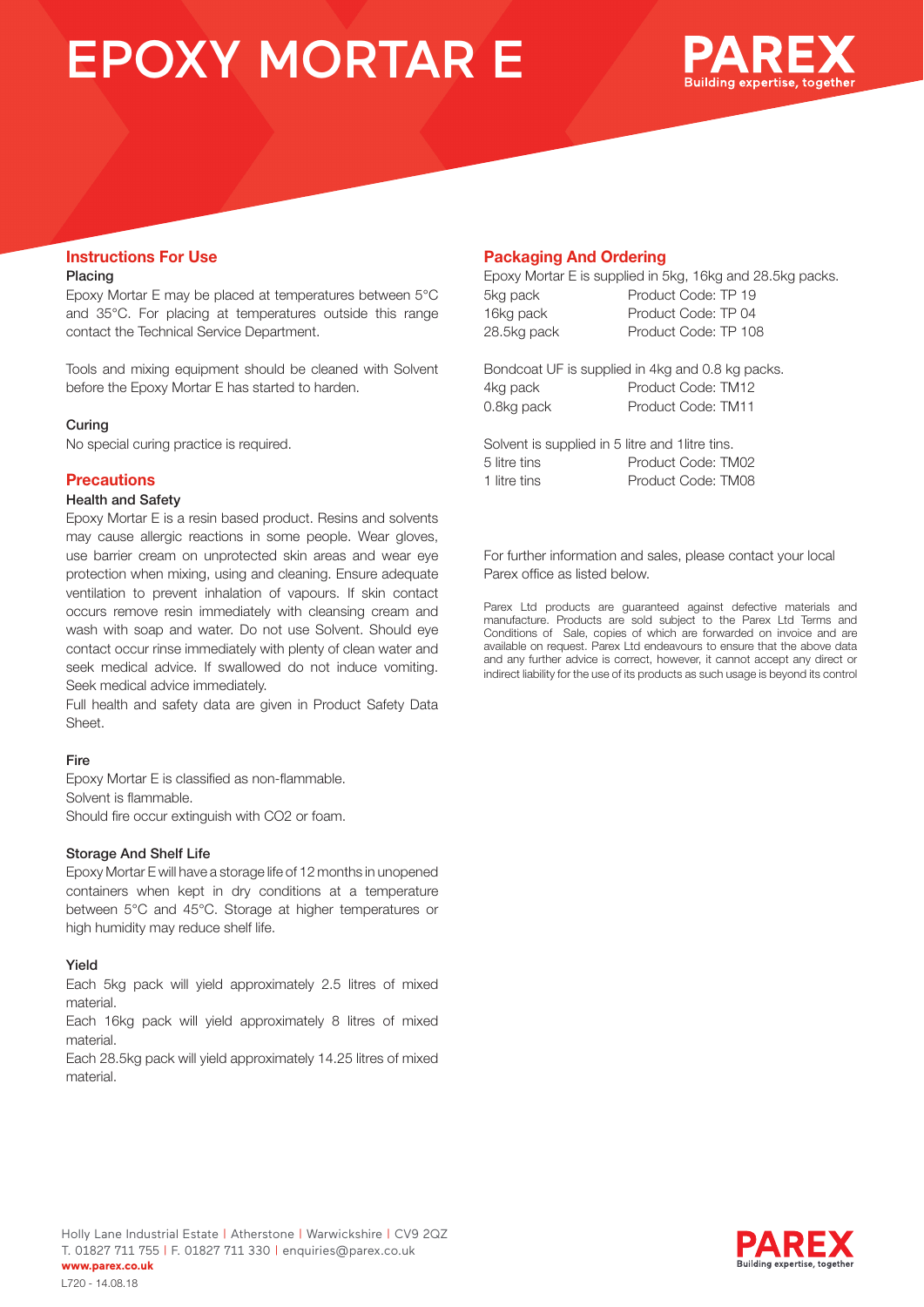# EPOXY MORTAR E

## Instructions For Use

### Placing

Epoxy Mortar E may be placed at temperatures between 5°C and 35°C. For placing at temperatures outside this range contact the Technical Service Department.

Tools and mixing equipment should be cleaned with Solvent before the Epoxy Mortar E has started to harden.

### Curing

No special curing practice is required.

## Precautions

### Health and Safety

Epoxy Mortar E is a resin based product. Resins and solvents may cause allergic reactions in some people. Wear gloves, use barrier cream on unprotected skin areas and wear eye protection when mixing, using and cleaning. Ensure adequate ventilation to prevent inhalation of vapours. If skin contact occurs remove resin immediately with cleansing cream and wash with soap and water. Do not use Solvent. Should eye contact occur rinse immediately with plenty of clean water and seek medical advice. If swallowed do not induce vomiting. Seek medical advice immediately.

Full health and safety data are given in Product Safety Data Sheet.

### Fire

Epoxy Mortar E is classified as non-flammable.
Solvent is flammable.
Should fire occur extinguish with $CO_2$ or foam.

### Storage And Shelf Life

Epoxy Mortar E will have a storage life of 12 months in unopened containers when kept in dry conditions at a temperature between 5°C and 45°C. Storage at higher temperatures or high humidity may reduce shelf life.

### Yield

Each 5kg pack will yield approximately 2.5 litres of mixed material.

Each 16kg pack will yield approximately 8 litres of mixed material.

Each 28.5kg pack will yield approximately 14.25 litres of mixed material.

## Packaging And Ordering

Epoxy Mortar E is supplied in 5kg, 16kg and 28.5kg packs.

| | |
|---|---|
| 5kg pack | Product Code: TP 19 |
| 16kg pack | Product Code: TP 04 |
| 28.5kg pack | Product Code: TP 108 |

Bondcoat UF is supplied in 4kg and 0.8 kg packs.

| | |
|---|---|
| 4kg pack | Product Code: TM12 |
| 0.8kg pack | Product Code: TM11 |

Solvent is supplied in 5 litre and 1litre tins.

| | |
|---|---|
| 5 litre tins | Product Code: TM02 |
| 1 litre tins | Product Code: TM08 |

For further information and sales, please contact your local Parex office as listed below.

Parex Ltd products are guaranteed against defective materials and manufacture. Products are sold subject to the Parex Ltd Terms and Conditions of Sale, copies of which are forwarded on invoice and are available on request. Parex Ltd endeavours to ensure that the above data and any further advice is correct, however, it cannot accept any direct or indirect liability for the use of its products as such usage is beyond its control

Holly Lane Industrial Estate | Atherstone | Warwickshire | CV9 2QZ
T. 01827 711 755 | F. 01827 711 330 | enquiries@parex.co.uk
**www.parex.co.uk**
L720 - 14.08.18